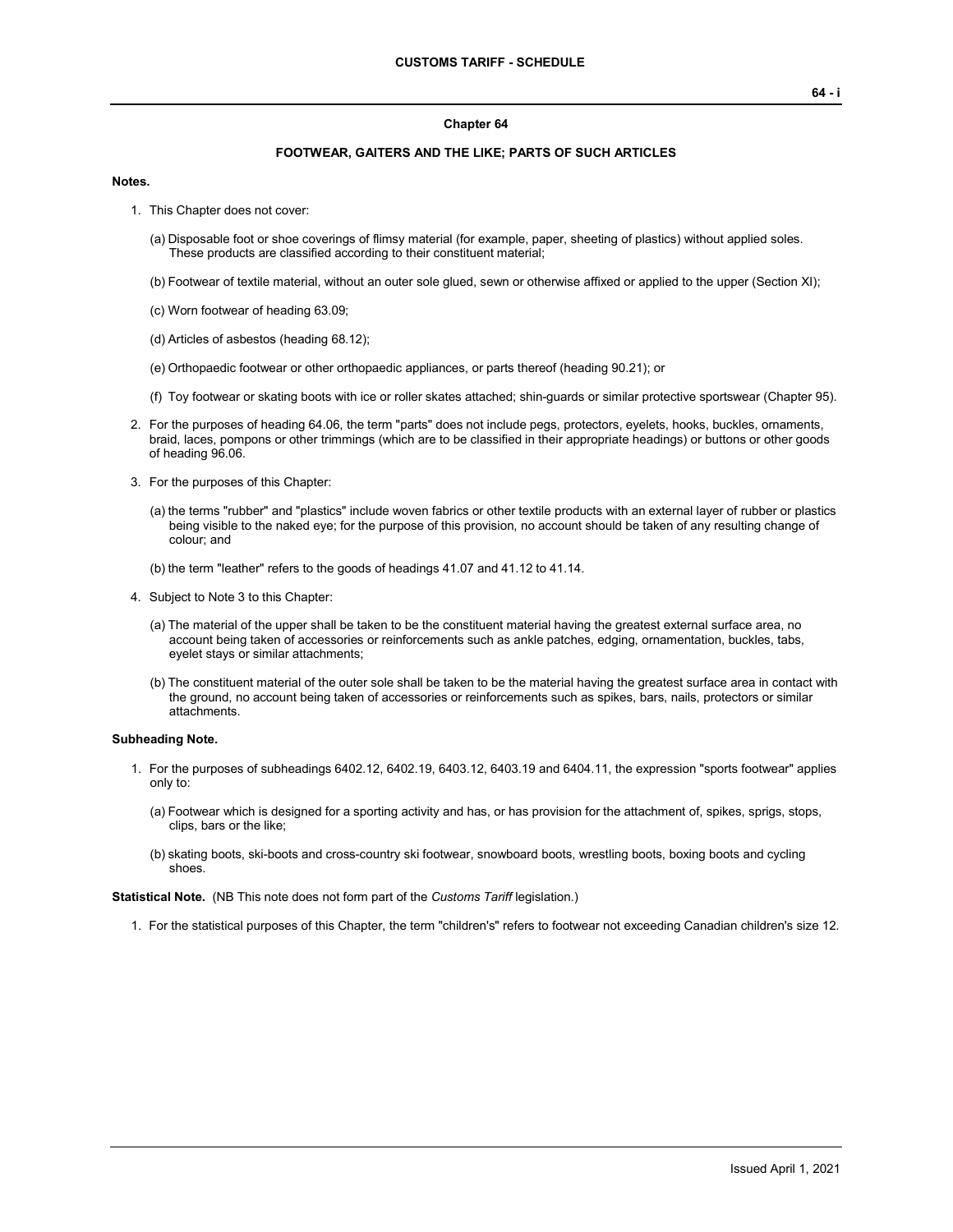## Chapter 64

### FOOTWEAR, GAITERS AND THE LIKE; PARTS OF SUCH ARTICLES

**Notes.**

1. This Chapter does not cover:

   (a) Disposable foot or shoe coverings of flimsy material (for example, paper, sheeting of plastics) without applied soles. These products are classified according to their constituent material;

   (b) Footwear of textile material, without an outer sole glued, sewn or otherwise affixed or applied to the upper (Section XI);

   (c) Worn footwear of heading 63.09;

   (d) Articles of asbestos (heading 68.12);

   (e) Orthopaedic footwear or other orthopaedic appliances, or parts thereof (heading 90.21); or

   (f) Toy footwear or skating boots with ice or roller skates attached; shin-guards or similar protective sportswear (Chapter 95).

2. For the purposes of heading 64.06, the term "parts" does not include pegs, protectors, eyelets, hooks, buckles, ornaments, braid, laces, pompons or other trimmings (which are to be classified in their appropriate headings) or buttons or other goods of heading 96.06.

3. For the purposes of this Chapter:

   (a) the terms "rubber" and "plastics" include woven fabrics or other textile products with an external layer of rubber or plastics being visible to the naked eye; for the purpose of this provision, no account should be taken of any resulting change of colour; and

   (b) the term "leather" refers to the goods of headings 41.07 and 41.12 to 41.14.

4. Subject to Note 3 to this Chapter:

   (a) The material of the upper shall be taken to be the constituent material having the greatest external surface area, no account being taken of accessories or reinforcements such as ankle patches, edging, ornamentation, buckles, tabs, eyelet stays or similar attachments;

   (b) The constituent material of the outer sole shall be taken to be the material having the greatest surface area in contact with the ground, no account being taken of accessories or reinforcements such as spikes, bars, nails, protectors or similar attachments.

**Subheading Note.**

1. For the purposes of subheadings 6402.12, 6402.19, 6403.12, 6403.19 and 6404.11, the expression "sports footwear" applies only to:

   (a) Footwear which is designed for a sporting activity and has, or has provision for the attachment of, spikes, sprigs, stops, clips, bars or the like;

   (b) skating boots, ski-boots and cross-country ski footwear, snowboard boots, wrestling boots, boxing boots and cycling shoes.

**Statistical Note.** (NB This note does not form part of the *Customs Tariff* legislation.)

1. For the statistical purposes of this Chapter, the term "children's" refers to footwear not exceeding Canadian children's size 12.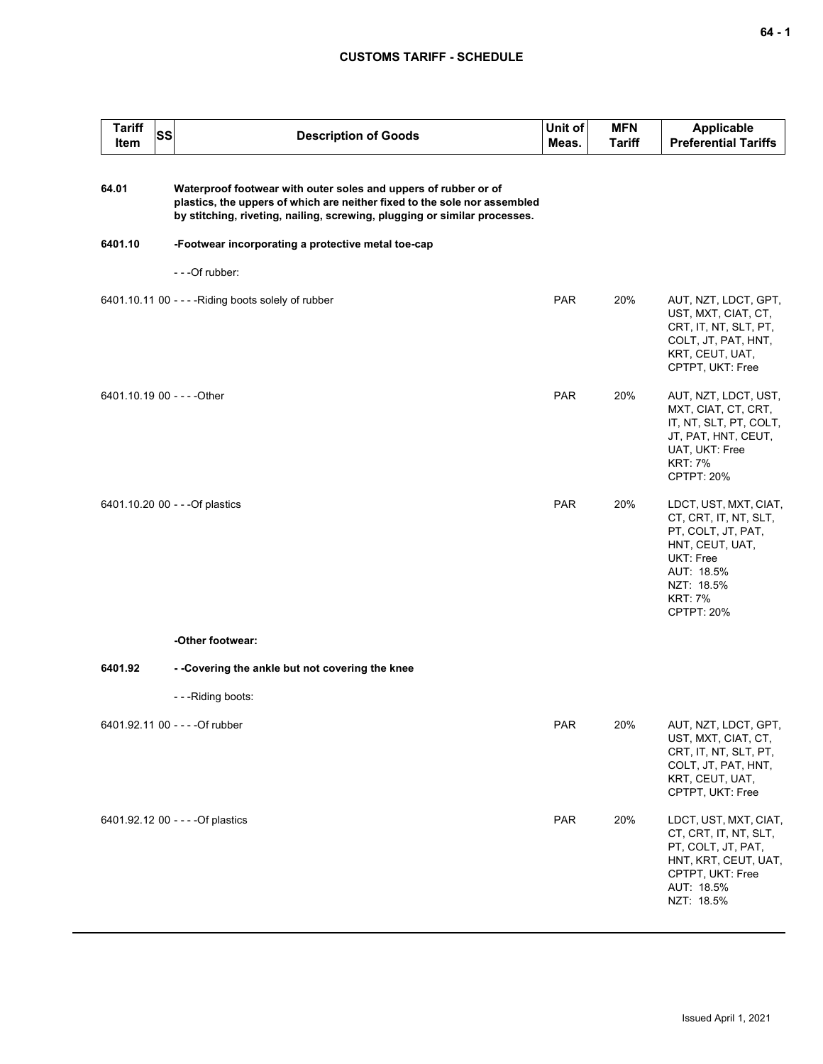| Tariff Item | SS | Description of Goods | Unit of Meas. | MFN Tariff | Applicable Preferential Tariffs |
|---|---|---|---|---|---|
| **64.01** | | **Waterproof footwear with outer soles and uppers of rubber or of plastics, the uppers of which are neither fixed to the sole nor assembled by stitching, riveting, nailing, screwing, plugging or similar processes.** | | | |
| **6401.10** | | **-Footwear incorporating a protective metal toe-cap** | | | |
| | | - - -Of rubber: | | | |
| 6401.10.11 | 00 | - - - -Riding boots solely of rubber | PAR | 20% | AUT, NZT, LDCT, GPT, UST, MXT, CIAT, CT, CRT, IT, NT, SLT, PT, COLT, JT, PAT, HNT, KRT, CEUT, UAT, CPTPT, UKT: Free |
| 6401.10.19 | 00 | - - - -Other | PAR | 20% | AUT, NZT, LDCT, UST, MXT, CIAT, CT, CRT, IT, NT, SLT, PT, COLT, JT, PAT, HNT, CEUT, UAT, UKT: Free<br>KRT: 7%<br>CPTPT: 20% |
| 6401.10.20 | 00 | - - -Of plastics | PAR | 20% | LDCT, UST, MXT, CIAT, CT, CRT, IT, NT, SLT, PT, COLT, JT, PAT, HNT, CEUT, UAT, UKT: Free<br>AUT: 18.5%<br>NZT: 18.5%<br>KRT: 7%<br>CPTPT: 20% |
| | | **-Other footwear:** | | | |
| **6401.92** | | **- -Covering the ankle but not covering the knee** | | | |
| | | - - -Riding boots: | | | |
| 6401.92.11 | 00 | - - - -Of rubber | PAR | 20% | AUT, NZT, LDCT, GPT, UST, MXT, CIAT, CT, CRT, IT, NT, SLT, PT, COLT, JT, PAT, HNT, KRT, CEUT, UAT, CPTPT, UKT: Free |
| 6401.92.12 | 00 | - - - -Of plastics | PAR | 20% | LDCT, UST, MXT, CIAT, CT, CRT, IT, NT, SLT, PT, COLT, JT, PAT, HNT, KRT, CEUT, UAT, CPTPT, UKT: Free<br>AUT: 18.5%<br>NZT: 18.5% |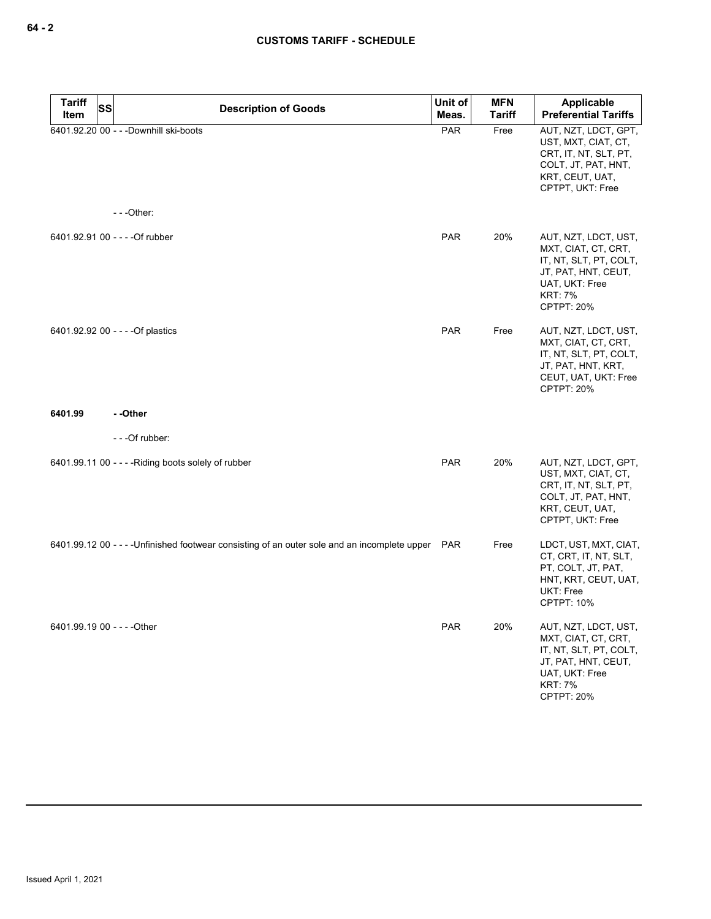| Tariff Item | SS | Description of Goods | Unit of Meas. | MFN Tariff | Applicable Preferential Tariffs |
|---|---|---|---|---|---|
| 6401.92.20 | 00 | - - -Downhill ski-boots | PAR | Free | AUT, NZT, LDCT, GPT, UST, MXT, CIAT, CT, CRT, IT, NT, SLT, PT, COLT, JT, PAT, HNT, KRT, CEUT, UAT, CPTPT, UKT: Free |
| | | - - -Other: | | | |
| 6401.92.91 | 00 | - - - -Of rubber | PAR | 20% | AUT, NZT, LDCT, UST, MXT, CIAT, CT, CRT, IT, NT, SLT, PT, COLT, JT, PAT, HNT, CEUT, UAT, UKT: Free<br>KRT: 7%<br>CPTPT: 20% |
| 6401.92.92 | 00 | - - - -Of plastics | PAR | Free | AUT, NZT, LDCT, UST, MXT, CIAT, CT, CRT, IT, NT, SLT, PT, COLT, JT, PAT, HNT, KRT, CEUT, UAT, UKT: Free<br>CPTPT: 20% |
| **6401.99** | | **- -Other** | | | |
| | | - - -Of rubber: | | | |
| 6401.99.11 | 00 | - - - -Riding boots solely of rubber | PAR | 20% | AUT, NZT, LDCT, GPT, UST, MXT, CIAT, CT, CRT, IT, NT, SLT, PT, COLT, JT, PAT, HNT, KRT, CEUT, UAT, CPTPT, UKT: Free |
| 6401.99.12 | 00 | - - - -Unfinished footwear consisting of an outer sole and an incomplete upper | PAR | Free | LDCT, UST, MXT, CIAT, CT, CRT, IT, NT, SLT, PT, COLT, JT, PAT, HNT, KRT, CEUT, UAT, UKT: Free<br>CPTPT: 10% |
| 6401.99.19 | 00 | - - - -Other | PAR | 20% | AUT, NZT, LDCT, UST, MXT, CIAT, CT, CRT, IT, NT, SLT, PT, COLT, JT, PAT, HNT, CEUT, UAT, UKT: Free<br>KRT: 7%<br>CPTPT: 20% |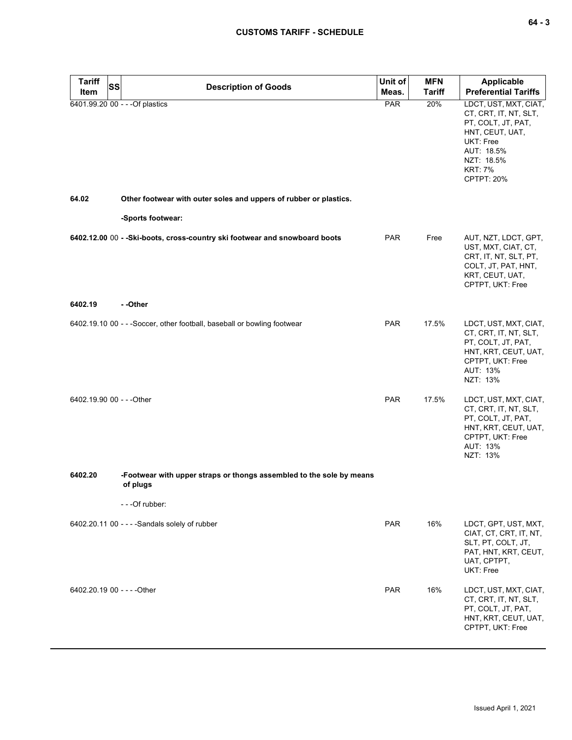| Tariff Item | SS | Description of Goods | Unit of Meas. | MFN Tariff | Applicable Preferential Tariffs |
|---|---|---|---|---|---|
| 6401.99.20 | 00 | - - -Of plastics | PAR | 20% | LDCT, UST, MXT, CIAT, CT, CRT, IT, NT, SLT, PT, COLT, JT, PAT, HNT, CEUT, UAT, UKT: Free<br>AUT: 18.5%<br>NZT: 18.5%<br>KRT: 7%<br>CPTPT: 20% |
| **64.02** | | **Other footwear with outer soles and uppers of rubber or plastics.** | | | |
| | | **-Sports footwear:** | | | |
| **6402.12.00** | 00 | **- -Ski-boots, cross-country ski footwear and snowboard boots** | PAR | Free | AUT, NZT, LDCT, GPT, UST, MXT, CIAT, CT, CRT, IT, NT, SLT, PT, COLT, JT, PAT, HNT, KRT, CEUT, UAT, CPTPT, UKT: Free |
| **6402.19** | | **- -Other** | | | |
| 6402.19.10 | 00 | - - -Soccer, other football, baseball or bowling footwear | PAR | 17.5% | LDCT, UST, MXT, CIAT, CT, CRT, IT, NT, SLT, PT, COLT, JT, PAT, HNT, KRT, CEUT, UAT, CPTPT, UKT: Free<br>AUT: 13%<br>NZT: 13% |
| 6402.19.90 | 00 | - - -Other | PAR | 17.5% | LDCT, UST, MXT, CIAT, CT, CRT, IT, NT, SLT, PT, COLT, JT, PAT, HNT, KRT, CEUT, UAT, CPTPT, UKT: Free<br>AUT: 13%<br>NZT: 13% |
| **6402.20** | | **-Footwear with upper straps or thongs assembled to the sole by means of plugs** | | | |
| | | - - -Of rubber: | | | |
| 6402.20.11 | 00 | - - - -Sandals solely of rubber | PAR | 16% | LDCT, GPT, UST, MXT, CIAT, CT, CRT, IT, NT, SLT, PT, COLT, JT, PAT, HNT, KRT, CEUT, UAT, CPTPT, UKT: Free |
| 6402.20.19 | 00 | - - - -Other | PAR | 16% | LDCT, UST, MXT, CIAT, CT, CRT, IT, NT, SLT, PT, COLT, JT, PAT, HNT, KRT, CEUT, UAT, CPTPT, UKT: Free |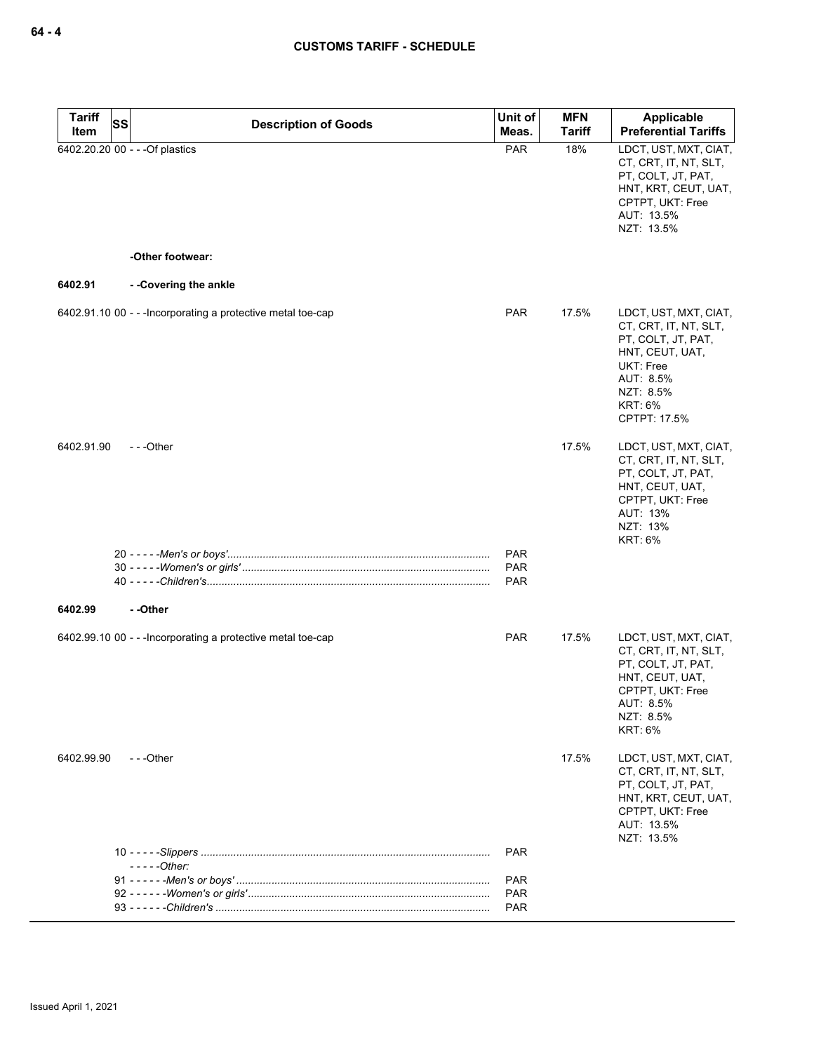| Tariff Item | SS | Description of Goods | Unit of Meas. | MFN Tariff | Applicable Preferential Tariffs |
|---|---|---|---|---|---|
| 6402.20.20 | 00 | - - -Of plastics | PAR | 18% | LDCT, UST, MXT, CIAT, CT, CRT, IT, NT, SLT, PT, COLT, JT, PAT, HNT, KRT, CEUT, UAT, CPTPT, UKT: Free<br>AUT: 13.5%<br>NZT: 13.5% |
| | | **-Other footwear:** | | | |
| **6402.91** | | **- -Covering the ankle** | | | |
| 6402.91.10 | 00 | - - -Incorporating a protective metal toe-cap | PAR | 17.5% | LDCT, UST, MXT, CIAT, CT, CRT, IT, NT, SLT, PT, COLT, JT, PAT, HNT, CEUT, UAT, UKT: Free<br>AUT: 8.5%<br>NZT: 8.5%<br>KRT: 6%<br>CPTPT: 17.5% |
| 6402.91.90 | | - - -Other | | 17.5% | LDCT, UST, MXT, CIAT, CT, CRT, IT, NT, SLT, PT, COLT, JT, PAT, HNT, CEUT, UAT, CPTPT, UKT: Free<br>AUT: 13%<br>NZT: 13%<br>KRT: 6% |
| | 20 | - - - - -*Men's or boys'* | PAR | | |
| | 30 | - - - - -*Women's or girls'* | PAR | | |
| | 40 | - - - - -*Children's* | PAR | | |
| **6402.99** | | **- -Other** | | | |
| 6402.99.10 | 00 | - - -Incorporating a protective metal toe-cap | PAR | 17.5% | LDCT, UST, MXT, CIAT, CT, CRT, IT, NT, SLT, PT, COLT, JT, PAT, HNT, CEUT, UAT, CPTPT, UKT: Free<br>AUT: 8.5%<br>NZT: 8.5%<br>KRT: 6% |
| 6402.99.90 | | - - -Other | | 17.5% | LDCT, UST, MXT, CIAT, CT, CRT, IT, NT, SLT, PT, COLT, JT, PAT, HNT, KRT, CEUT, UAT, CPTPT, UKT: Free<br>AUT: 13.5%<br>NZT: 13.5% |
| | 10 | - - - - -*Slippers* | PAR | | |
| | | - - - - -*Other:* | | | |
| | 91 | - - - - - -*Men's or boys'* | PAR | | |
| | 92 | - - - - - -*Women's or girls'* | PAR | | |
| | 93 | - - - - - -*Children's* | PAR | | |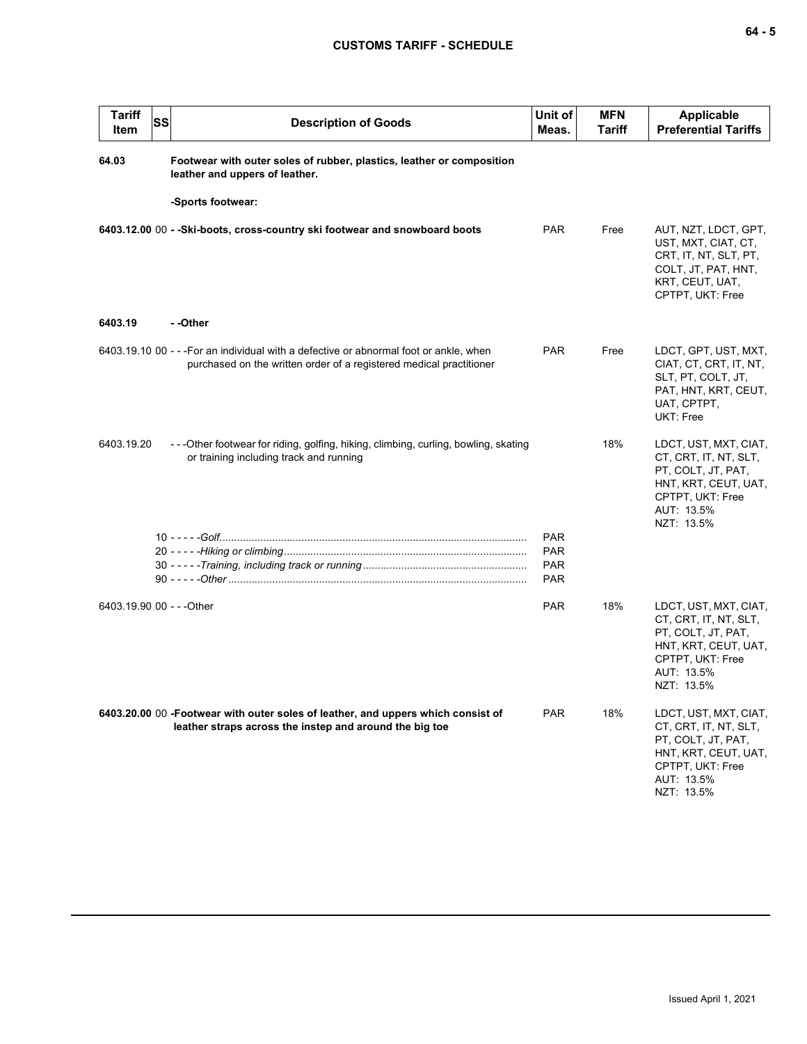| Tariff Item | SS | Description of Goods | Unit of Meas. | MFN Tariff | Applicable Preferential Tariffs |
|---|---|---|---|---|---|
| **64.03** | | **Footwear with outer soles of rubber, plastics, leather or composition leather and uppers of leather.** | | | |
| | | **-Sports footwear:** | | | |
| **6403.12.00** | 00 | **- -Ski-boots, cross-country ski footwear and snowboard boots** | PAR | Free | AUT, NZT, LDCT, GPT, UST, MXT, CIAT, CT, CRT, IT, NT, SLT, PT, COLT, JT, PAT, HNT, KRT, CEUT, UAT, CPTPT, UKT: Free |
| **6403.19** | | **- -Other** | | | |
| 6403.19.10 | 00 | - - -For an individual with a defective or abnormal foot or ankle, when purchased on the written order of a registered medical practitioner | PAR | Free | LDCT, GPT, UST, MXT, CIAT, CT, CRT, IT, NT, SLT, PT, COLT, JT, PAT, HNT, KRT, CEUT, UAT, CPTPT, UKT: Free |
| 6403.19.20 | | - - -Other footwear for riding, golfing, hiking, climbing, curling, bowling, skating or training including track and running | | 18% | LDCT, UST, MXT, CIAT, CT, CRT, IT, NT, SLT, PT, COLT, JT, PAT, HNT, KRT, CEUT, UAT, CPTPT, UKT: Free<br>AUT: 13.5%<br>NZT: 13.5% |
| | 10 | - - - - -*Golf* | PAR | | |
| | 20 | - - - - -*Hiking or climbing* | PAR | | |
| | 30 | - - - - -*Training, including track or running* | PAR | | |
| | 90 | - - - - -*Other* | PAR | | |
| 6403.19.90 | 00 | - - -Other | PAR | 18% | LDCT, UST, MXT, CIAT, CT, CRT, IT, NT, SLT, PT, COLT, JT, PAT, HNT, KRT, CEUT, UAT, CPTPT, UKT: Free<br>AUT: 13.5%<br>NZT: 13.5% |
| **6403.20.00** | 00 | **-Footwear with outer soles of leather, and uppers which consist of leather straps across the instep and around the big toe** | PAR | 18% | LDCT, UST, MXT, CIAT, CT, CRT, IT, NT, SLT, PT, COLT, JT, PAT, HNT, KRT, CEUT, UAT, CPTPT, UKT: Free<br>AUT: 13.5%<br>NZT: 13.5% |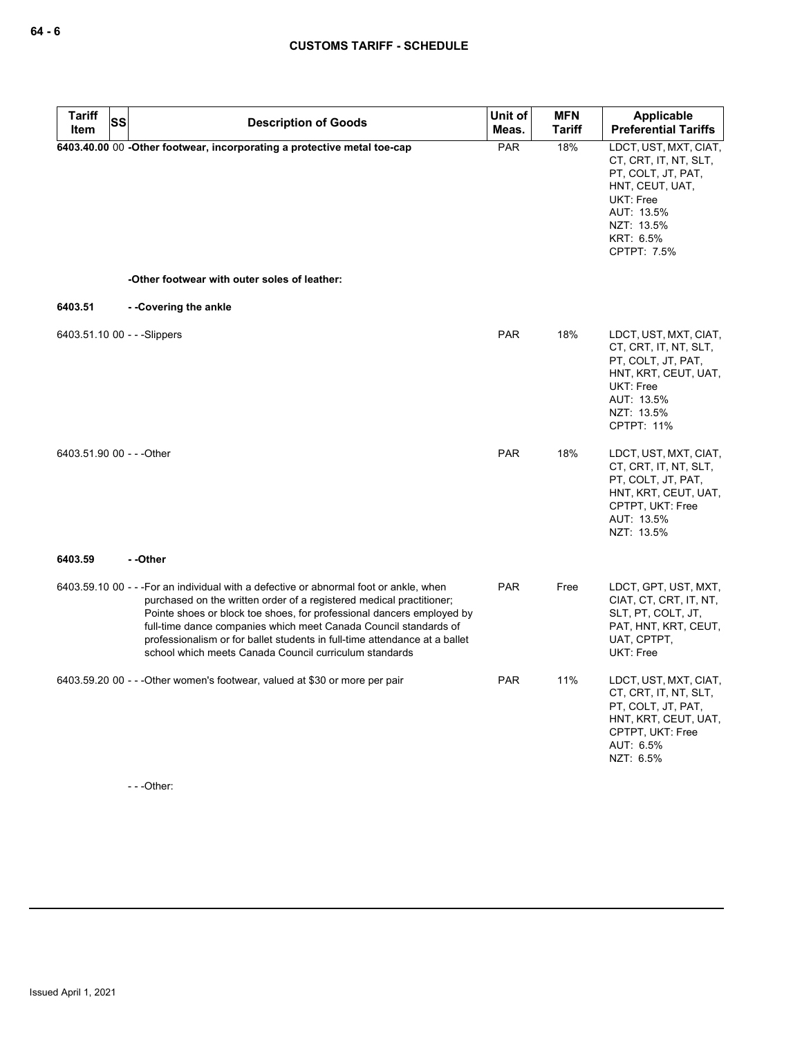| Tariff Item | SS | Description of Goods | Unit of Meas. | MFN Tariff | Applicable Preferential Tariffs |
|---|---|---|---|---|---|
| **6403.40.00** | 00 | **-Other footwear, incorporating a protective metal toe-cap** | PAR | 18% | LDCT, UST, MXT, CIAT, CT, CRT, IT, NT, SLT, PT, COLT, JT, PAT, HNT, CEUT, UAT, UKT: Free<br>AUT: 13.5%<br>NZT: 13.5%<br>KRT: 6.5%<br>CPTPT: 7.5% |
| | | **-Other footwear with outer soles of leather:** | | | |
| **6403.51** | | **- -Covering the ankle** | | | |
| 6403.51.10 | 00 | - - -Slippers | PAR | 18% | LDCT, UST, MXT, CIAT, CT, CRT, IT, NT, SLT, PT, COLT, JT, PAT, HNT, KRT, CEUT, UAT, UKT: Free<br>AUT: 13.5%<br>NZT: 13.5%<br>CPTPT: 11% |
| 6403.51.90 | 00 | - - -Other | PAR | 18% | LDCT, UST, MXT, CIAT, CT, CRT, IT, NT, SLT, PT, COLT, JT, PAT, HNT, KRT, CEUT, UAT, CPTPT, UKT: Free<br>AUT: 13.5%<br>NZT: 13.5% |
| **6403.59** | | **- -Other** | | | |
| 6403.59.10 | 00 | - - -For an individual with a defective or abnormal foot or ankle, when purchased on the written order of a registered medical practitioner; Pointe shoes or block toe shoes, for professional dancers employed by full-time dance companies which meet Canada Council standards of professionalism or for ballet students in full-time attendance at a ballet school which meets Canada Council curriculum standards | PAR | Free | LDCT, GPT, UST, MXT, CIAT, CT, CRT, IT, NT, SLT, PT, COLT, JT, PAT, HNT, KRT, CEUT, UAT, CPTPT, UKT: Free |
| 6403.59.20 | 00 | - - -Other women's footwear, valued at $30 or more per pair | PAR | 11% | LDCT, UST, MXT, CIAT, CT, CRT, IT, NT, SLT, PT, COLT, JT, PAT, HNT, KRT, CEUT, UAT, CPTPT, UKT: Free<br>AUT: 6.5%<br>NZT: 6.5% |
| | | - - -Other: | | | |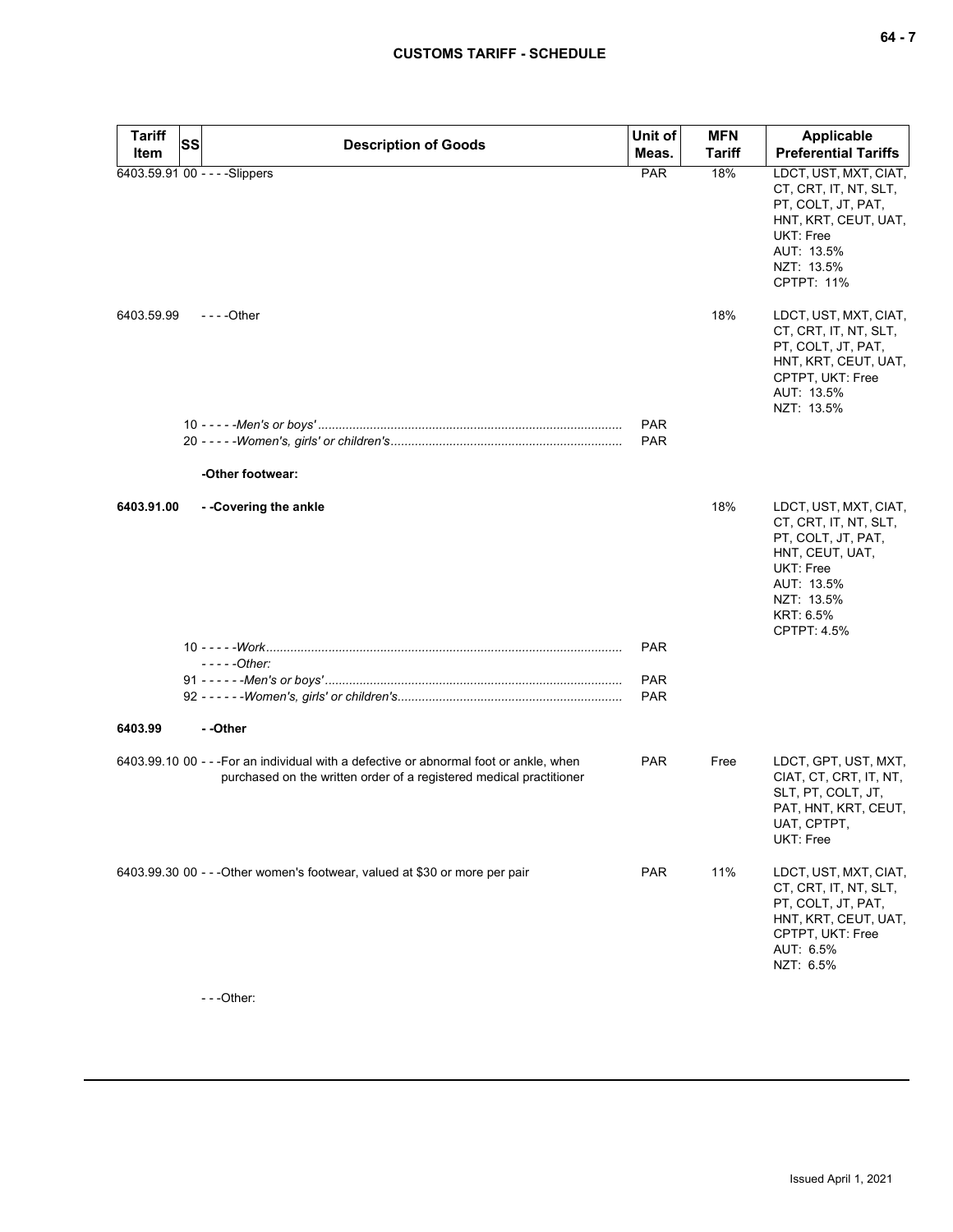| Tariff Item | SS | Description of Goods | Unit of Meas. | MFN Tariff | Applicable Preferential Tariffs |
|---|---|---|---|---|---|
| 6403.59.91 | 00 | - - - -Slippers | PAR | 18% | LDCT, UST, MXT, CIAT, CT, CRT, IT, NT, SLT, PT, COLT, JT, PAT, HNT, KRT, CEUT, UAT, UKT: Free<br>AUT: 13.5%<br>NZT: 13.5%<br>CPTPT: 11% |
| 6403.59.99 | | - - - -Other | | 18% | LDCT, UST, MXT, CIAT, CT, CRT, IT, NT, SLT, PT, COLT, JT, PAT, HNT, KRT, CEUT, UAT, CPTPT, UKT: Free<br>AUT: 13.5%<br>NZT: 13.5% |
| | 10 | - - - - -*Men's or boys'* | PAR | | |
| | 20 | - - - - -*Women's, girls' or children's* | PAR | | |
| | | **-Other footwear:** | | | |
| **6403.91.00** | | **- -Covering the ankle** | | 18% | LDCT, UST, MXT, CIAT, CT, CRT, IT, NT, SLT, PT, COLT, JT, PAT, HNT, CEUT, UAT, UKT: Free<br>AUT: 13.5%<br>NZT: 13.5%<br>KRT: 6.5%<br>CPTPT: 4.5% |
| | 10 | - - - - -*Work* | PAR | | |
| | | - - - - -*Other:* | | | |
| | 91 | - - - - - -*Men's or boys'* | PAR | | |
| | 92 | - - - - - -*Women's, girls' or children's* | PAR | | |
| **6403.99** | | **- -Other** | | | |
| 6403.99.10 | 00 | - - -For an individual with a defective or abnormal foot or ankle, when purchased on the written order of a registered medical practitioner | PAR | Free | LDCT, GPT, UST, MXT, CIAT, CT, CRT, IT, NT, SLT, PT, COLT, JT, PAT, HNT, KRT, CEUT, UAT, CPTPT, UKT: Free |
| 6403.99.30 | 00 | - - -Other women's footwear, valued at $30 or more per pair | PAR | 11% | LDCT, UST, MXT, CIAT, CT, CRT, IT, NT, SLT, PT, COLT, JT, PAT, HNT, KRT, CEUT, UAT, CPTPT, UKT: Free<br>AUT: 6.5%<br>NZT: 6.5% |
| | | - - -Other: | | | |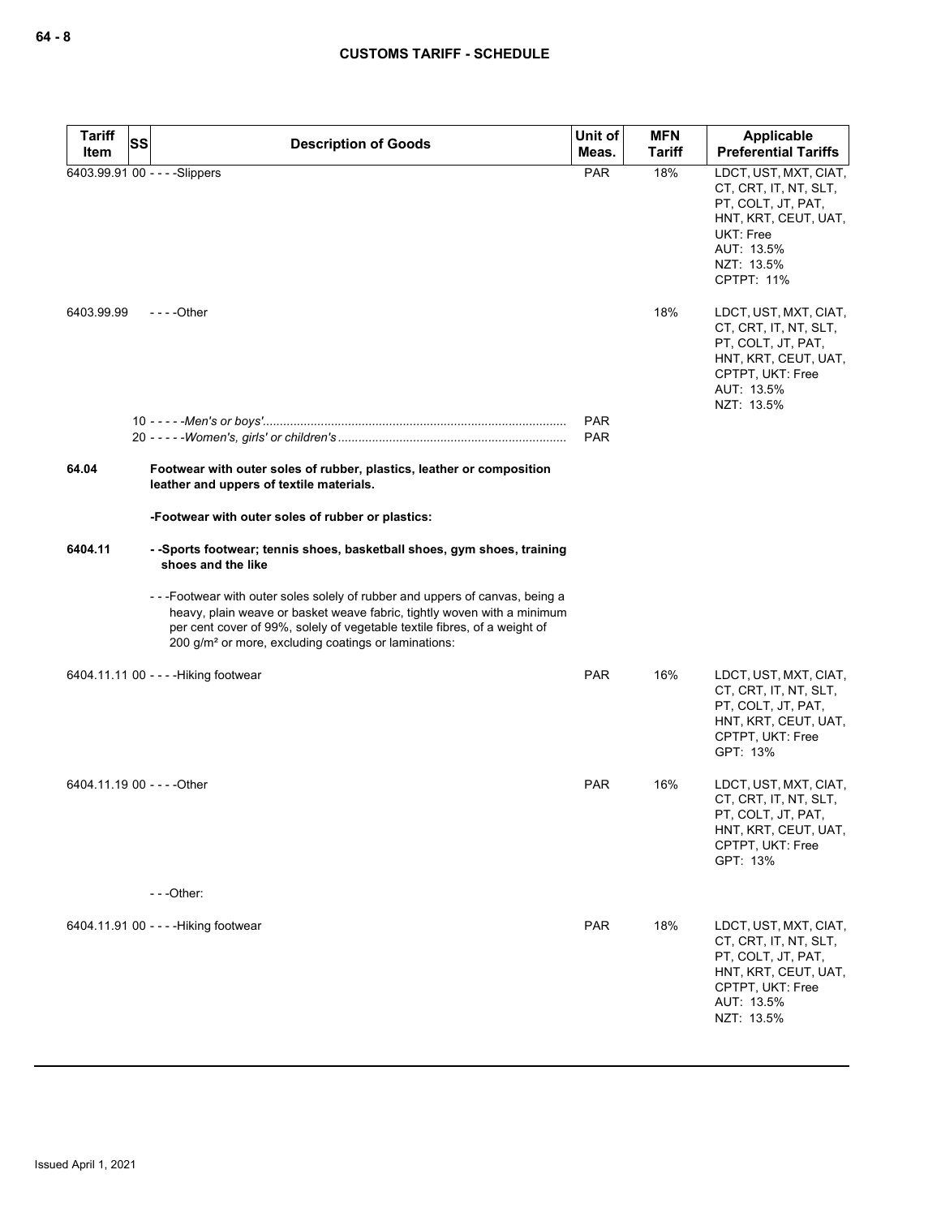| Tariff Item | SS | Description of Goods | Unit of Meas. | MFN Tariff | Applicable Preferential Tariffs |
|---|---|---|---|---|---|
| 6403.99.91 | 00 | - - - -Slippers | PAR | 18% | LDCT, UST, MXT, CIAT, CT, CRT, IT, NT, SLT, PT, COLT, JT, PAT, HNT, KRT, CEUT, UAT, UKT: Free<br>AUT: 13.5%<br>NZT: 13.5%<br>CPTPT: 11% |
| 6403.99.99 | | - - - -Other | | 18% | LDCT, UST, MXT, CIAT, CT, CRT, IT, NT, SLT, PT, COLT, JT, PAT, HNT, KRT, CEUT, UAT, CPTPT, UKT: Free<br>AUT: 13.5%<br>NZT: 13.5% |
| | 10 | - - - - -*Men's or boys'* | PAR | | |
| | 20 | - - - - -*Women's, girls' or children's* | PAR | | |
| **64.04** | | **Footwear with outer soles of rubber, plastics, leather or composition leather and uppers of textile materials.** | | | |
| | | **-Footwear with outer soles of rubber or plastics:** | | | |
| **6404.11** | | **- -Sports footwear; tennis shoes, basketball shoes, gym shoes, training shoes and the like** | | | |
| | | - - -Footwear with outer soles solely of rubber and uppers of canvas, being a heavy, plain weave or basket weave fabric, tightly woven with a minimum per cent cover of 99%, solely of vegetable textile fibres, of a weight of 200 g/m² or more, excluding coatings or laminations: | | | |
| 6404.11.11 | 00 | - - - -Hiking footwear | PAR | 16% | LDCT, UST, MXT, CIAT, CT, CRT, IT, NT, SLT, PT, COLT, JT, PAT, HNT, KRT, CEUT, UAT, CPTPT, UKT: Free<br>GPT: 13% |
| 6404.11.19 | 00 | - - - -Other | PAR | 16% | LDCT, UST, MXT, CIAT, CT, CRT, IT, NT, SLT, PT, COLT, JT, PAT, HNT, KRT, CEUT, UAT, CPTPT, UKT: Free<br>GPT: 13% |
| | | - - -Other: | | | |
| 6404.11.91 | 00 | - - - -Hiking footwear | PAR | 18% | LDCT, UST, MXT, CIAT, CT, CRT, IT, NT, SLT, PT, COLT, JT, PAT, HNT, KRT, CEUT, UAT, CPTPT, UKT: Free<br>AUT: 13.5%<br>NZT: 13.5% |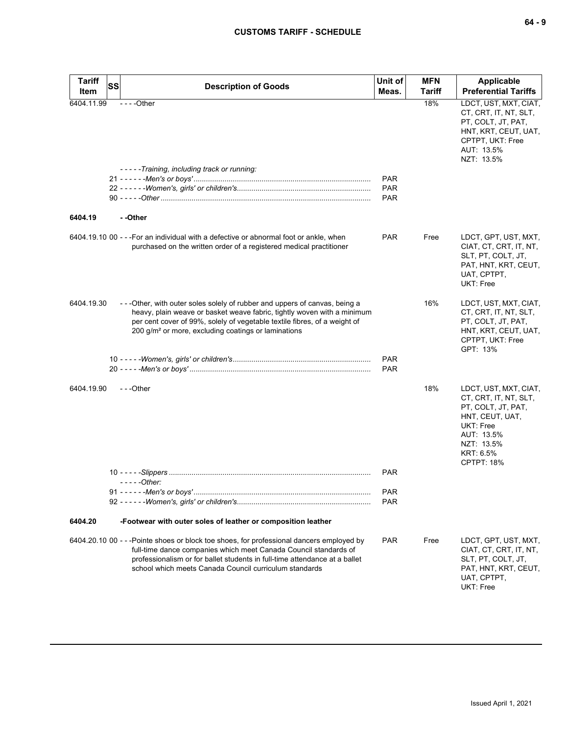| Tariff Item | SS | Description of Goods | Unit of Meas. | MFN Tariff | Applicable Preferential Tariffs |
|---|---|---|---|---|---|
| 6404.11.99 | | - - - -Other | | 18% | LDCT, UST, MXT, CIAT, CT, CRT, IT, NT, SLT, PT, COLT, JT, PAT, HNT, KRT, CEUT, UAT, CPTPT, UKT: Free<br>AUT: 13.5%<br>NZT: 13.5% |
| | | - - - - -*Training, including track or running:* | | | |
| | | 21 - - - - - -*Men's or boys'* | PAR | | |
| | | 22 - - - - - -*Women's, girls' or children's* | PAR | | |
| | | 90 - - - - -*Other* | PAR | | |
| **6404.19** | | **- -Other** | | | |
| 6404.19.10 | 00 | - - -For an individual with a defective or abnormal foot or ankle, when purchased on the written order of a registered medical practitioner | PAR | Free | LDCT, GPT, UST, MXT, CIAT, CT, CRT, IT, NT, SLT, PT, COLT, JT, PAT, HNT, KRT, CEUT, UAT, CPTPT, UKT: Free |
| 6404.19.30 | | - - -Other, with outer soles solely of rubber and uppers of canvas, being a heavy, plain weave or basket weave fabric, tightly woven with a minimum per cent cover of 99%, solely of vegetable textile fibres, of a weight of 200 g/m² or more, excluding coatings or laminations | | 16% | LDCT, UST, MXT, CIAT, CT, CRT, IT, NT, SLT, PT, COLT, JT, PAT, HNT, KRT, CEUT, UAT, CPTPT, UKT: Free<br>GPT: 13% |
| | | 10 - - - - -*Women's, girls' or children's* | PAR | | |
| | | 20 - - - - -*Men's or boys'* | PAR | | |
| 6404.19.90 | | - - -Other | | 18% | LDCT, UST, MXT, CIAT, CT, CRT, IT, NT, SLT, PT, COLT, JT, PAT, HNT, CEUT, UAT, UKT: Free<br>AUT: 13.5%<br>NZT: 13.5%<br>KRT: 6.5%<br>CPTPT: 18% |
| | | 10 - - - - -*Slippers* | PAR | | |
| | | - - - - -*Other:* | | | |
| | | 91 - - - - - -*Men's or boys'* | PAR | | |
| | | 92 - - - - - -*Women's, girls' or children's* | PAR | | |
| **6404.20** | | **-Footwear with outer soles of leather or composition leather** | | | |
| 6404.20.10 | 00 | - - -Pointe shoes or block toe shoes, for professional dancers employed by full-time dance companies which meet Canada Council standards of professionalism or for ballet students in full-time attendance at a ballet school which meets Canada Council curriculum standards | PAR | Free | LDCT, GPT, UST, MXT, CIAT, CT, CRT, IT, NT, SLT, PT, COLT, JT, PAT, HNT, KRT, CEUT, UAT, CPTPT, UKT: Free |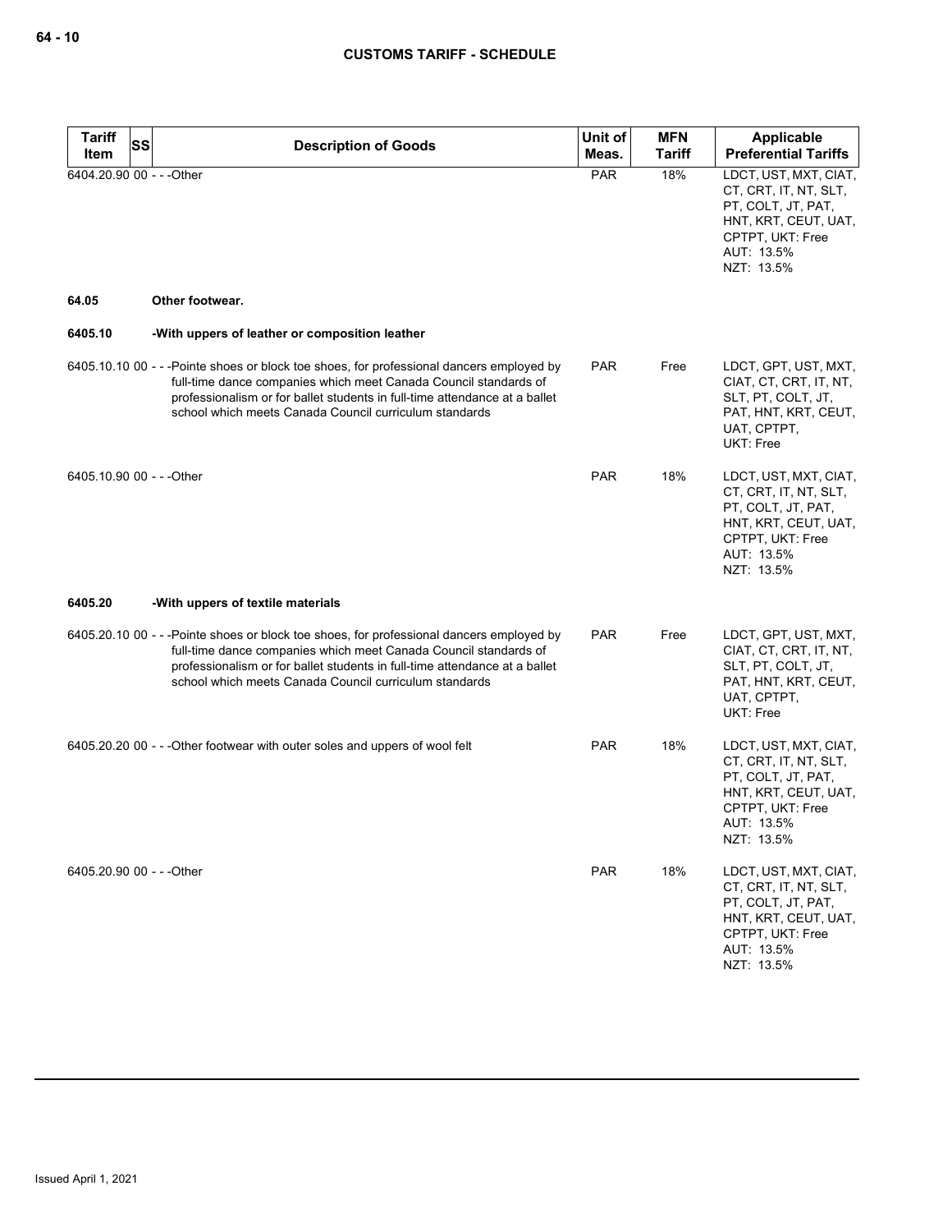| Tariff Item | SS | Description of Goods | Unit of Meas. | MFN Tariff | Applicable Preferential Tariffs |
|---|---|---|---|---|---|
| 6404.20.90 | 00 | - - -Other | PAR | 18% | LDCT, UST, MXT, CIAT, CT, CRT, IT, NT, SLT, PT, COLT, JT, PAT, HNT, KRT, CEUT, UAT, CPTPT, UKT: Free<br>AUT: 13.5%<br>NZT: 13.5% |
| **64.05** | | **Other footwear.** | | | |
| **6405.10** | | **-With uppers of leather or composition leather** | | | |
| 6405.10.10 | 00 | - - -Pointe shoes or block toe shoes, for professional dancers employed by full-time dance companies which meet Canada Council standards of professionalism or for ballet students in full-time attendance at a ballet school which meets Canada Council curriculum standards | PAR | Free | LDCT, GPT, UST, MXT, CIAT, CT, CRT, IT, NT, SLT, PT, COLT, JT, PAT, HNT, KRT, CEUT, UAT, CPTPT, UKT: Free |
| 6405.10.90 | 00 | - - -Other | PAR | 18% | LDCT, UST, MXT, CIAT, CT, CRT, IT, NT, SLT, PT, COLT, JT, PAT, HNT, KRT, CEUT, UAT, CPTPT, UKT: Free<br>AUT: 13.5%<br>NZT: 13.5% |
| **6405.20** | | **-With uppers of textile materials** | | | |
| 6405.20.10 | 00 | - - -Pointe shoes or block toe shoes, for professional dancers employed by full-time dance companies which meet Canada Council standards of professionalism or for ballet students in full-time attendance at a ballet school which meets Canada Council curriculum standards | PAR | Free | LDCT, GPT, UST, MXT, CIAT, CT, CRT, IT, NT, SLT, PT, COLT, JT, PAT, HNT, KRT, CEUT, UAT, CPTPT, UKT: Free |
| 6405.20.20 | 00 | - - -Other footwear with outer soles and uppers of wool felt | PAR | 18% | LDCT, UST, MXT, CIAT, CT, CRT, IT, NT, SLT, PT, COLT, JT, PAT, HNT, KRT, CEUT, UAT, CPTPT, UKT: Free<br>AUT: 13.5%<br>NZT: 13.5% |
| 6405.20.90 | 00 | - - -Other | PAR | 18% | LDCT, UST, MXT, CIAT, CT, CRT, IT, NT, SLT, PT, COLT, JT, PAT, HNT, KRT, CEUT, UAT, CPTPT, UKT: Free<br>AUT: 13.5%<br>NZT: 13.5% |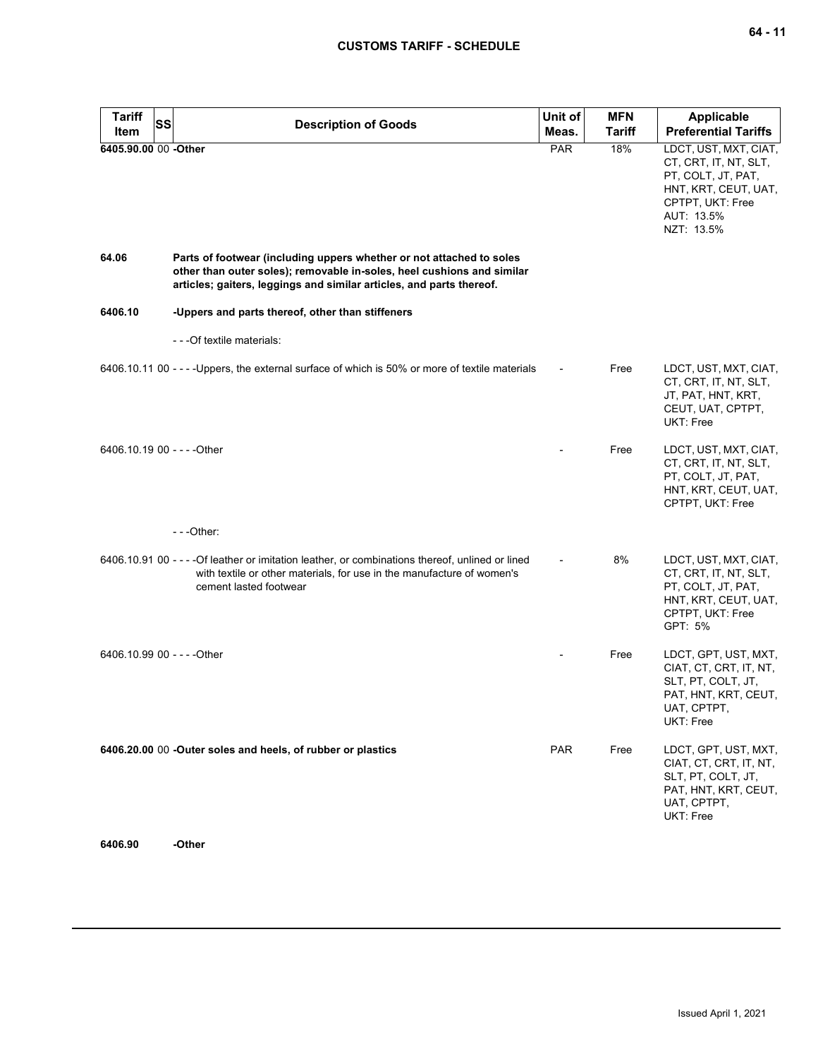| Tariff Item | SS | Description of Goods | Unit of Meas. | MFN Tariff | Applicable Preferential Tariffs |
|---|---|---|---|---|---|
| **6405.90.00** | 00 | **-Other** | PAR | 18% | LDCT, UST, MXT, CIAT, CT, CRT, IT, NT, SLT, PT, COLT, JT, PAT, HNT, KRT, CEUT, UAT, CPTPT, UKT: Free<br>AUT: 13.5%<br>NZT: 13.5% |
| **64.06** | | **Parts of footwear (including uppers whether or not attached to soles other than outer soles); removable in-soles, heel cushions and similar articles; gaiters, leggings and similar articles, and parts thereof.** | | | |
| **6406.10** | | **-Uppers and parts thereof, other than stiffeners** | | | |
| | | - - -Of textile materials: | | | |
| 6406.10.11 | 00 | - - - -Uppers, the external surface of which is 50% or more of textile materials | - | Free | LDCT, UST, MXT, CIAT, CT, CRT, IT, NT, SLT, JT, PAT, HNT, KRT, CEUT, UAT, CPTPT, UKT: Free |
| 6406.10.19 | 00 | - - - -Other | - | Free | LDCT, UST, MXT, CIAT, CT, CRT, IT, NT, SLT, PT, COLT, JT, PAT, HNT, KRT, CEUT, UAT, CPTPT, UKT: Free |
| | | - - -Other: | | | |
| 6406.10.91 | 00 | - - - -Of leather or imitation leather, or combinations thereof, unlined or lined with textile or other materials, for use in the manufacture of women's cement lasted footwear | - | 8% | LDCT, UST, MXT, CIAT, CT, CRT, IT, NT, SLT, PT, COLT, JT, PAT, HNT, KRT, CEUT, UAT, CPTPT, UKT: Free<br>GPT: 5% |
| 6406.10.99 | 00 | - - - -Other | - | Free | LDCT, GPT, UST, MXT, CIAT, CT, CRT, IT, NT, SLT, PT, COLT, JT, PAT, HNT, KRT, CEUT, UAT, CPTPT, UKT: Free |
| **6406.20.00** | 00 | **-Outer soles and heels, of rubber or plastics** | PAR | Free | LDCT, GPT, UST, MXT, CIAT, CT, CRT, IT, NT, SLT, PT, COLT, JT, PAT, HNT, KRT, CEUT, UAT, CPTPT, UKT: Free |
| **6406.90** | | **-Other** | | | |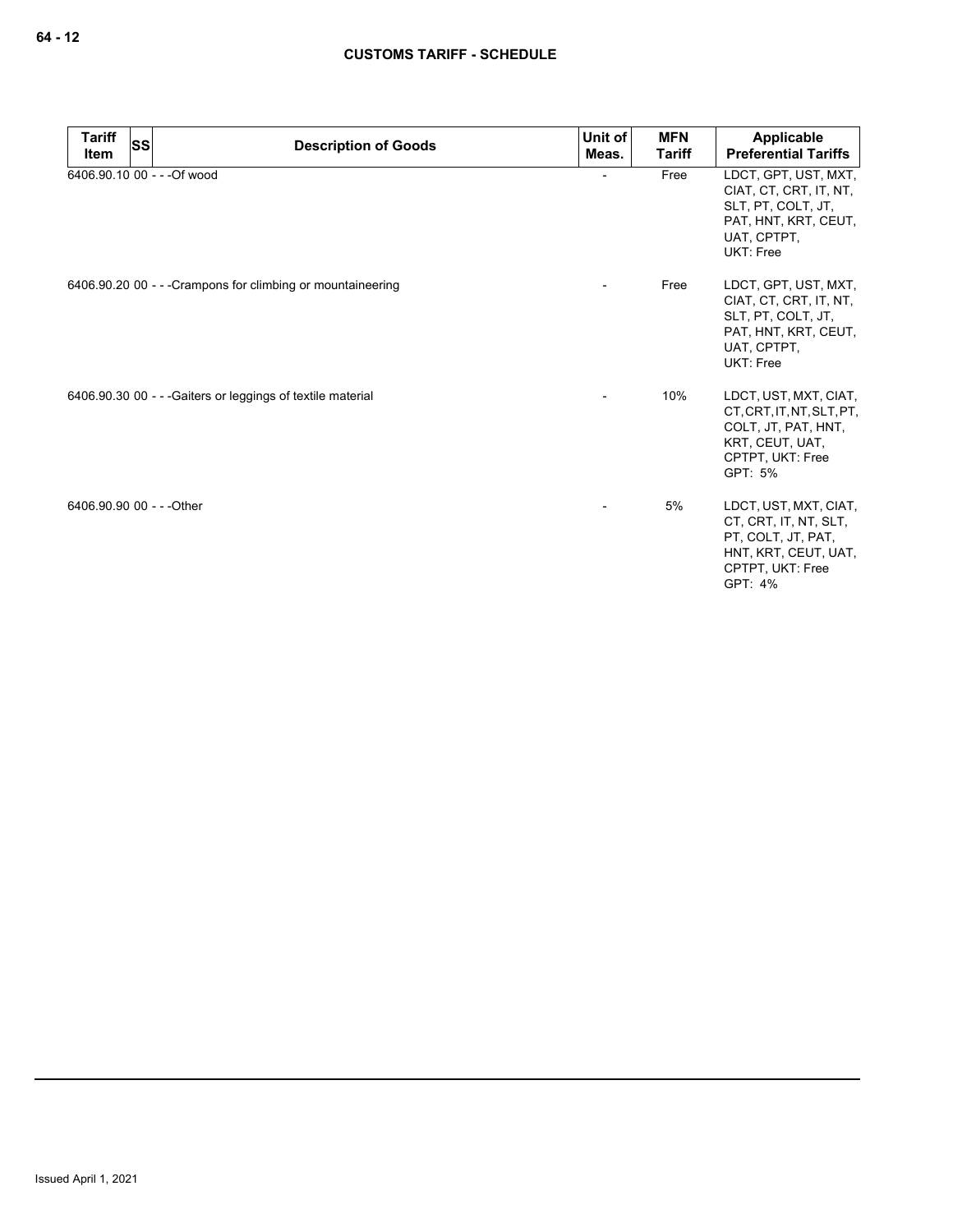| Tariff Item | SS | Description of Goods | Unit of Meas. | MFN Tariff | Applicable Preferential Tariffs |
|---|---|---|---|---|---|
| 6406.90.10 | 00 | - - -Of wood | - | Free | LDCT, GPT, UST, MXT, CIAT, CT, CRT, IT, NT, SLT, PT, COLT, JT, PAT, HNT, KRT, CEUT, UAT, CPTPT, UKT: Free |
| 6406.90.20 | 00 | - - -Crampons for climbing or mountaineering | - | Free | LDCT, GPT, UST, MXT, CIAT, CT, CRT, IT, NT, SLT, PT, COLT, JT, PAT, HNT, KRT, CEUT, UAT, CPTPT, UKT: Free |
| 6406.90.30 | 00 | - - -Gaiters or leggings of textile material | - | 10% | LDCT, UST, MXT, CIAT, CT, CRT, IT, NT, SLT, PT, COLT, JT, PAT, HNT, KRT, CEUT, UAT, CPTPT, UKT: Free<br>GPT: 5% |
| 6406.90.90 | 00 | - - -Other | - | 5% | LDCT, UST, MXT, CIAT, CT, CRT, IT, NT, SLT, PT, COLT, JT, PAT, HNT, KRT, CEUT, UAT, CPTPT, UKT: Free<br>GPT: 4% |